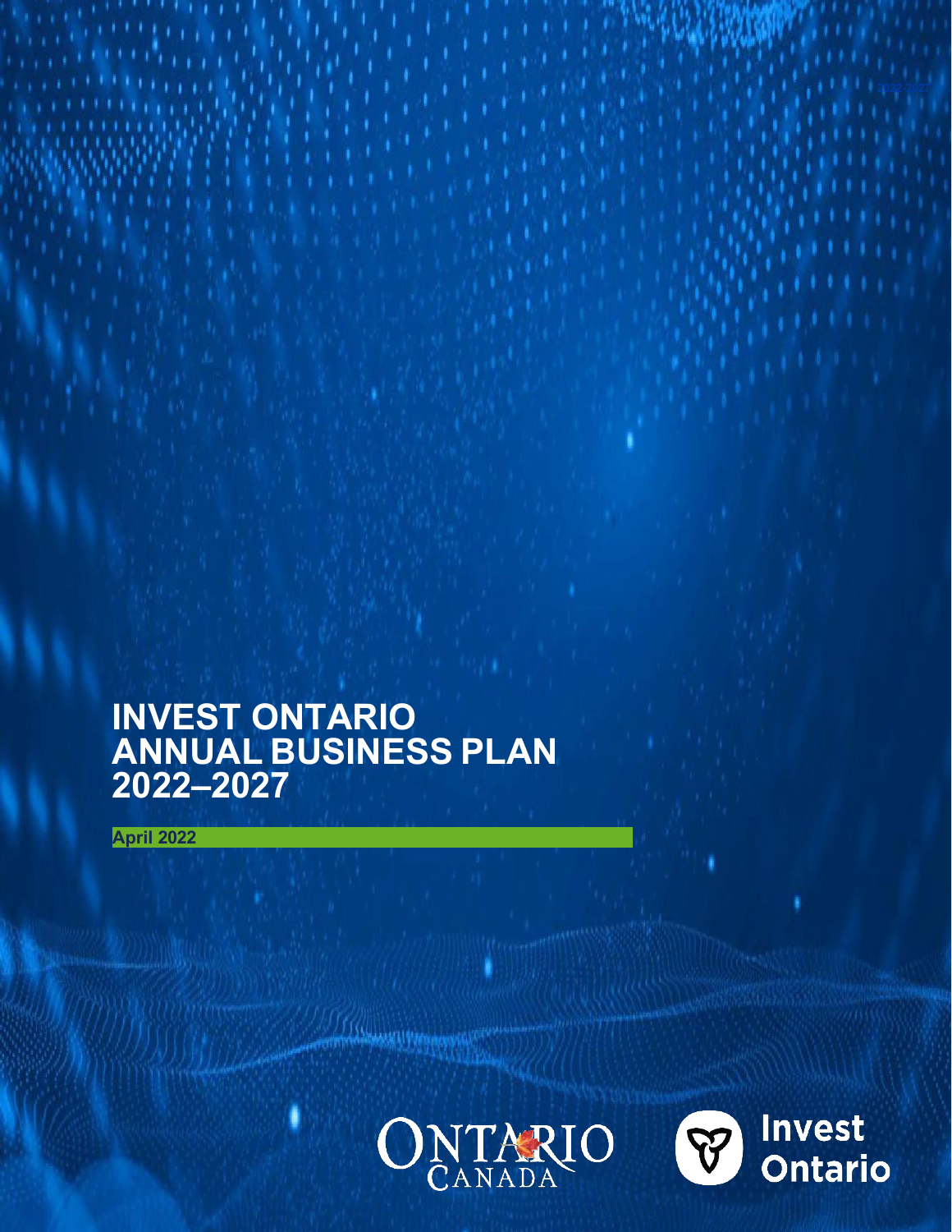# INVEST ONTARIO ANNUAL BUSINESS PLAN 2022–2027

**April 2022**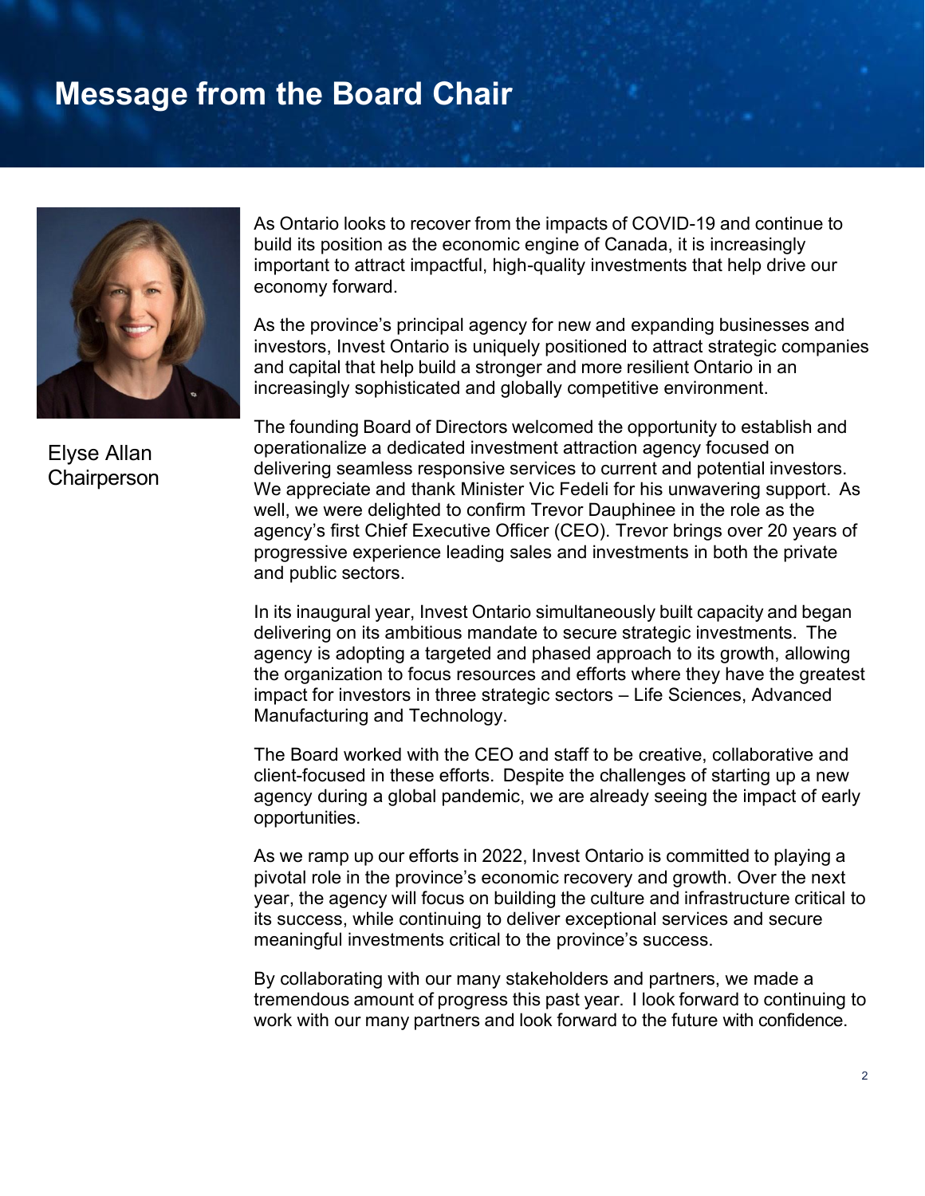# Message from the Board Chair

Elyse Allan
Chairperson

As Ontario looks to recover from the impacts of COVID-19 and continue to build its position as the economic engine of Canada, it is increasingly important to attract impactful, high-quality investments that help drive our economy forward.

As the province's principal agency for new and expanding businesses and investors, Invest Ontario is uniquely positioned to attract strategic companies and capital that help build a stronger and more resilient Ontario in an increasingly sophisticated and globally competitive environment.

The founding Board of Directors welcomed the opportunity to establish and operationalize a dedicated investment attraction agency focused on delivering seamless responsive services to current and potential investors. We appreciate and thank Minister Vic Fedeli for his unwavering support. As well, we were delighted to confirm Trevor Dauphinee in the role as the agency's first Chief Executive Officer (CEO). Trevor brings over 20 years of progressive experience leading sales and investments in both the private and public sectors.

In its inaugural year, Invest Ontario simultaneously built capacity and began delivering on its ambitious mandate to secure strategic investments. The agency is adopting a targeted and phased approach to its growth, allowing the organization to focus resources and efforts where they have the greatest impact for investors in three strategic sectors – Life Sciences, Advanced Manufacturing and Technology.

The Board worked with the CEO and staff to be creative, collaborative and client-focused in these efforts. Despite the challenges of starting up a new agency during a global pandemic, we are already seeing the impact of early opportunities.

As we ramp up our efforts in 2022, Invest Ontario is committed to playing a pivotal role in the province's economic recovery and growth. Over the next year, the agency will focus on building the culture and infrastructure critical to its success, while continuing to deliver exceptional services and secure meaningful investments critical to the province's success.

By collaborating with our many stakeholders and partners, we made a tremendous amount of progress this past year. I look forward to continuing to work with our many partners and look forward to the future with confidence.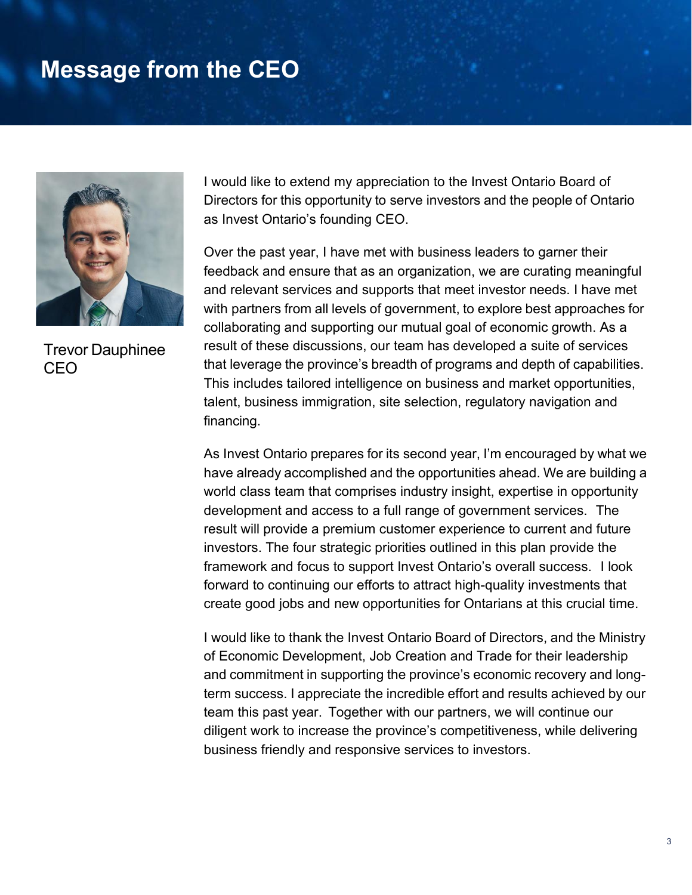# Message from the CEO

Trevor Dauphinee
CEO

I would like to extend my appreciation to the Invest Ontario Board of Directors for this opportunity to serve investors and the people of Ontario as Invest Ontario's founding CEO.

Over the past year, I have met with business leaders to garner their feedback and ensure that as an organization, we are curating meaningful and relevant services and supports that meet investor needs. I have met with partners from all levels of government, to explore best approaches for collaborating and supporting our mutual goal of economic growth. As a result of these discussions, our team has developed a suite of services that leverage the province's breadth of programs and depth of capabilities. This includes tailored intelligence on business and market opportunities, talent, business immigration, site selection, regulatory navigation and financing.

As Invest Ontario prepares for its second year, I'm encouraged by what we have already accomplished and the opportunities ahead. We are building a world class team that comprises industry insight, expertise in opportunity development and access to a full range of government services. The result will provide a premium customer experience to current and future investors. The four strategic priorities outlined in this plan provide the framework and focus to support Invest Ontario's overall success. I look forward to continuing our efforts to attract high-quality investments that create good jobs and new opportunities for Ontarians at this crucial time.

I would like to thank the Invest Ontario Board of Directors, and the Ministry of Economic Development, Job Creation and Trade for their leadership and commitment in supporting the province's economic recovery and long-term success. I appreciate the incredible effort and results achieved by our team this past year. Together with our partners, we will continue our diligent work to increase the province's competitiveness, while delivering business friendly and responsive services to investors.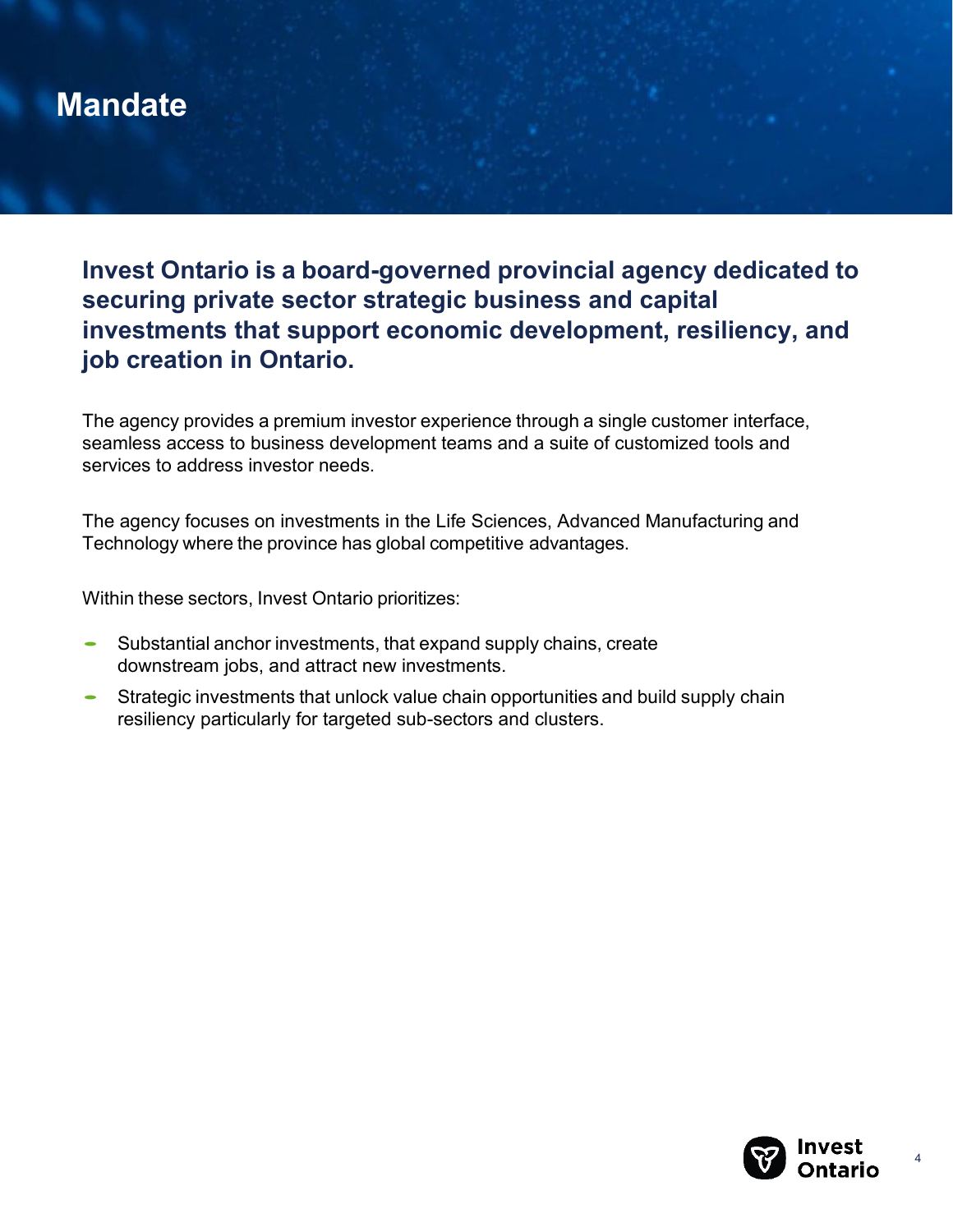# Mandate

**Invest Ontario is a board-governed provincial agency dedicated to securing private sector strategic business and capital investments that support economic development, resiliency, and job creation in Ontario.**

The agency provides a premium investor experience through a single customer interface, seamless access to business development teams and a suite of customized tools and services to address investor needs.

The agency focuses on investments in the Life Sciences, Advanced Manufacturing and Technology where the province has global competitive advantages.

Within these sectors, Invest Ontario prioritizes:

- Substantial anchor investments, that expand supply chains, create downstream jobs, and attract new investments.
- Strategic investments that unlock value chain opportunities and build supply chain resiliency particularly for targeted sub-sectors and clusters.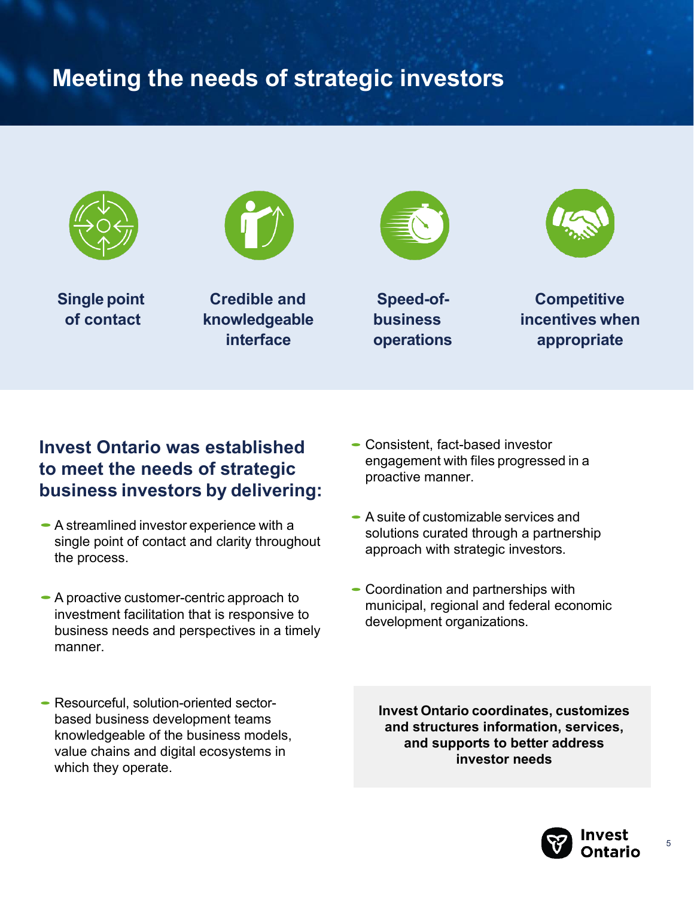# Meeting the needs of strategic investors

**Single point of contact**

**Credible and knowledgeable interface**

**Speed-of-business operations**

**Competitive incentives when appropriate**

## Invest Ontario was established to meet the needs of strategic business investors by delivering:

- A streamlined investor experience with a single point of contact and clarity throughout the process.
- A proactive customer-centric approach to investment facilitation that is responsive to business needs and perspectives in a timely manner.
- Resourceful, solution-oriented sector-based business development teams knowledgeable of the business models, value chains and digital ecosystems in which they operate.
- Consistent, fact-based investor engagement with files progressed in a proactive manner.
- A suite of customizable services and solutions curated through a partnership approach with strategic investors.
- Coordination and partnerships with municipal, regional and federal economic development organizations.

**Invest Ontario coordinates, customizes and structures information, services, and supports to better address investor needs**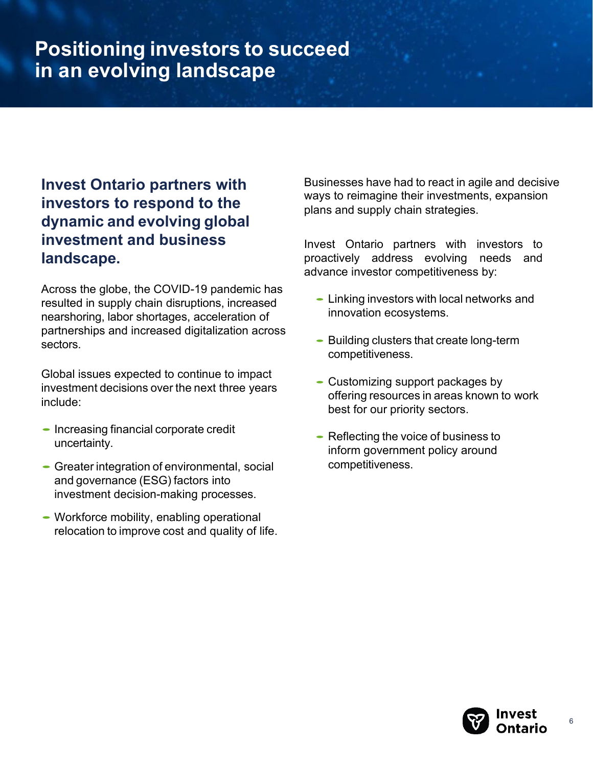# Positioning investors to succeed in an evolving landscape

## Invest Ontario partners with investors to respond to the dynamic and evolving global investment and business landscape.

Across the globe, the COVID-19 pandemic has resulted in supply chain disruptions, increased nearshoring, labor shortages, acceleration of partnerships and increased digitalization across sectors.

Global issues expected to continue to impact investment decisions over the next three years include:

- Increasing financial corporate credit uncertainty.
- Greater integration of environmental, social and governance (ESG) factors into investment decision-making processes.
- Workforce mobility, enabling operational relocation to improve cost and quality of life.

Businesses have had to react in agile and decisive ways to reimagine their investments, expansion plans and supply chain strategies.

Invest Ontario partners with investors to proactively address evolving needs and advance investor competitiveness by:

- Linking investors with local networks and innovation ecosystems.
- Building clusters that create long-term competitiveness.
- Customizing support packages by offering resources in areas known to work best for our priority sectors.
- Reflecting the voice of business to inform government policy around competitiveness.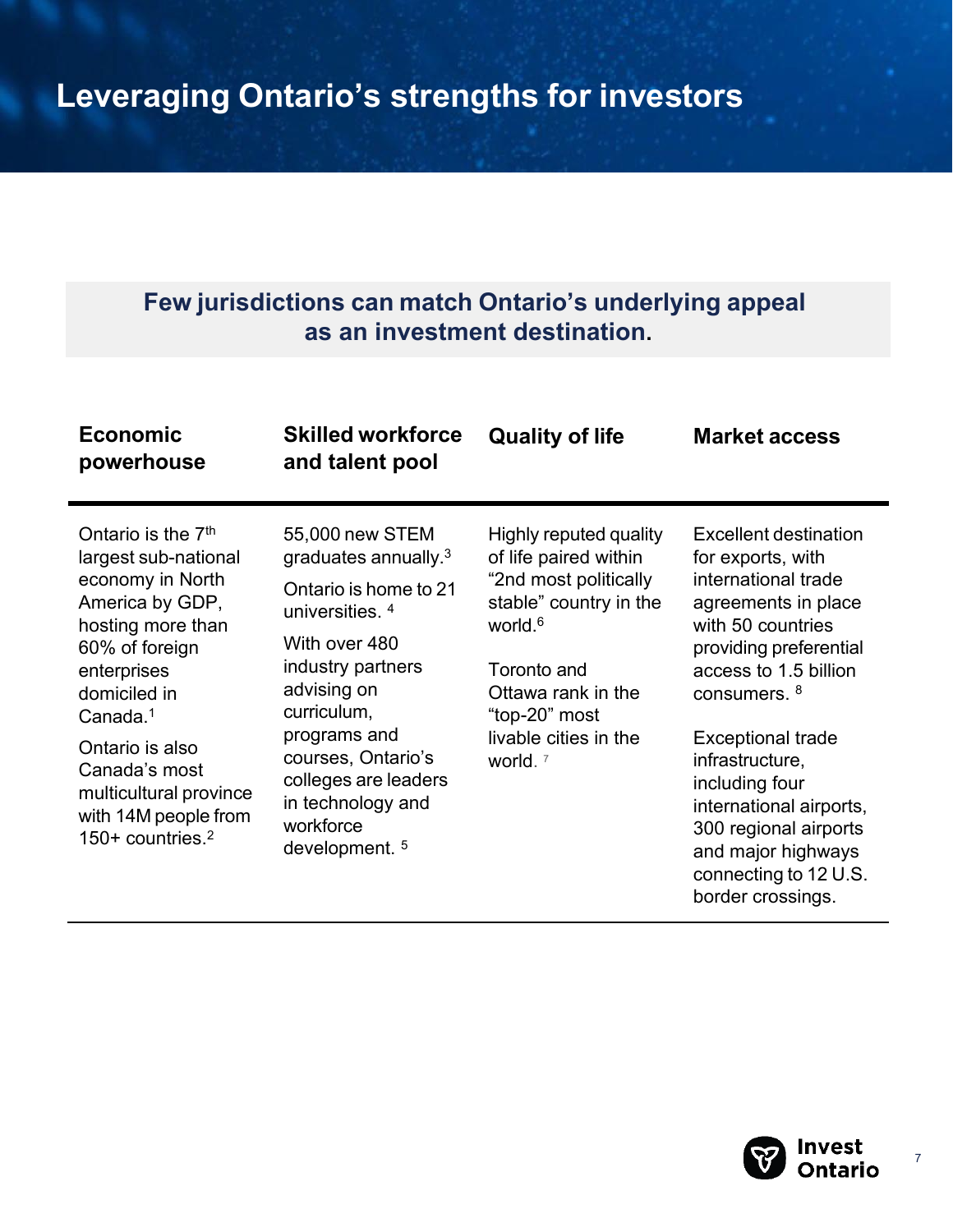# Leveraging Ontario's strengths for investors

**Few jurisdictions can match Ontario's underlying appeal as an investment destination.**

| Economic powerhouse | Skilled workforce and talent pool | Quality of life | Market access |
|---|---|---|---|
| Ontario is the 7th largest sub-national economy in North America by GDP, hosting more than 60% of foreign enterprises domiciled in Canada.[1]<br><br>Ontario is also Canada's most multicultural province with 14M people from 150+ countries.[2] | 55,000 new STEM graduates annually.[3]<br><br>Ontario is home to 21 universities.[4]<br><br>With over 480 industry partners advising on curriculum, programs and courses, Ontario's colleges are leaders in technology and workforce development.[5] | Highly reputed quality of life paired within "2nd most politically stable" country in the world.[6]<br><br>Toronto and Ottawa rank in the "top-20" most livable cities in the world.[7] | Excellent destination for exports, with international trade agreements in place with 50 countries providing preferential access to 1.5 billion consumers.[8]<br><br>Exceptional trade infrastructure, including four international airports, 300 regional airports and major highways connecting to 12 U.S. border crossings. |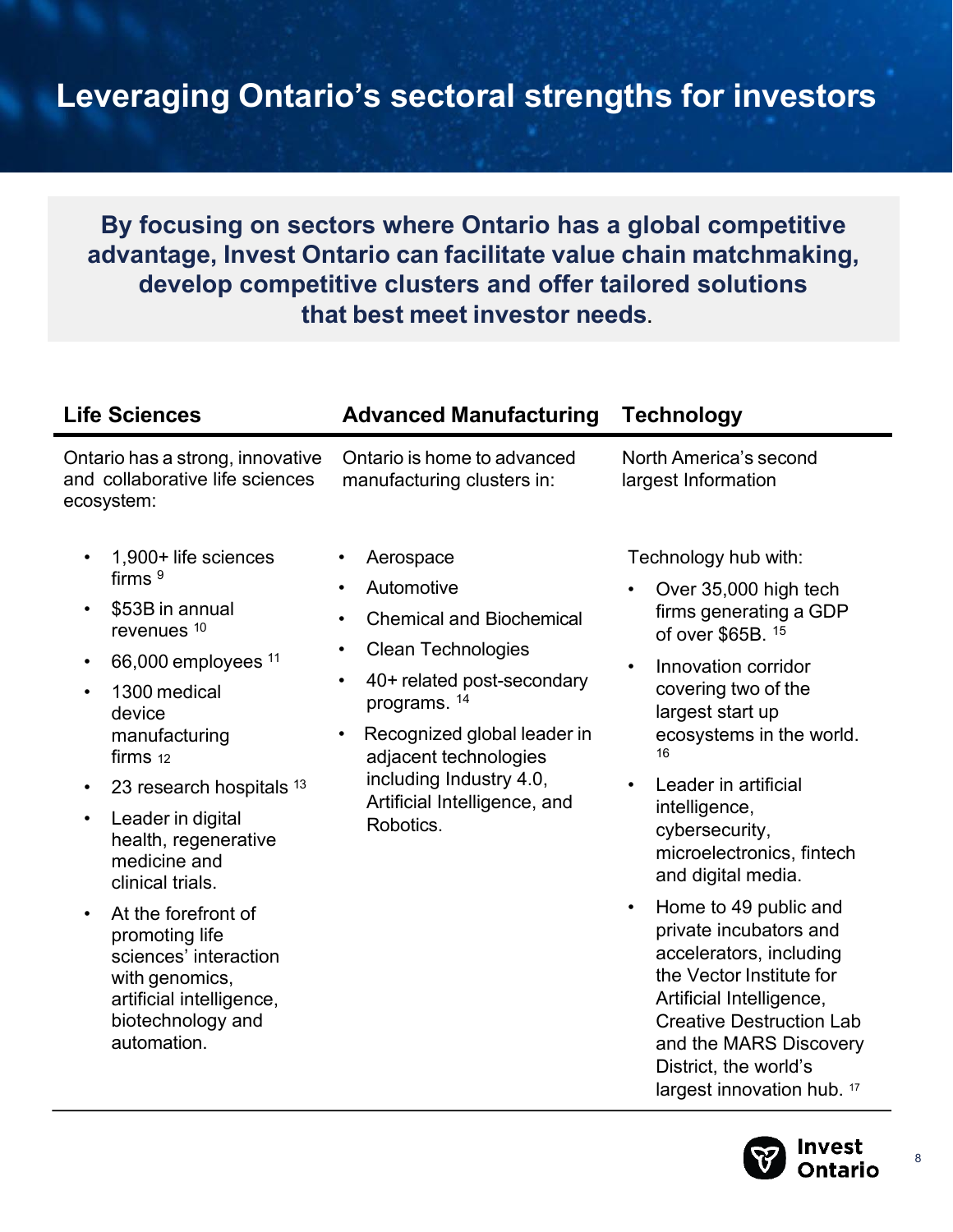# Leveraging Ontario's sectoral strengths for investors

**By focusing on sectors where Ontario has a global competitive advantage, Invest Ontario can facilitate value chain matchmaking, develop competitive clusters and offer tailored solutions that best meet investor needs.**

## Life Sciences

Ontario has a strong, innovative and collaborative life sciences ecosystem:

- 1,900+ life sciences firms [9]
- $53B in annual revenues [10]
- 66,000 employees [11]
- 1300 medical device manufacturing firms [12]
- 23 research hospitals [13]
- Leader in digital health, regenerative medicine and clinical trials.
- At the forefront of promoting life sciences' interaction with genomics, artificial intelligence, biotechnology and automation.

## Advanced Manufacturing

Ontario is home to advanced manufacturing clusters in:

- Aerospace
- Automotive
- Chemical and Biochemical
- Clean Technologies
- 40+ related post-secondary programs. [14]
- Recognized global leader in adjacent technologies including Industry 4.0, Artificial Intelligence, and Robotics.

## Technology

North America's second largest Information

Technology hub with:

- Over 35,000 high tech firms generating a GDP of over $65B. [15]
- Innovation corridor covering two of the largest start up ecosystems in the world. [16]
- Leader in artificial intelligence, cybersecurity, microelectronics, fintech and digital media.
- Home to 49 public and private incubators and accelerators, including the Vector Institute for Artificial Intelligence, Creative Destruction Lab and the MARS Discovery District, the world's largest innovation hub. [17]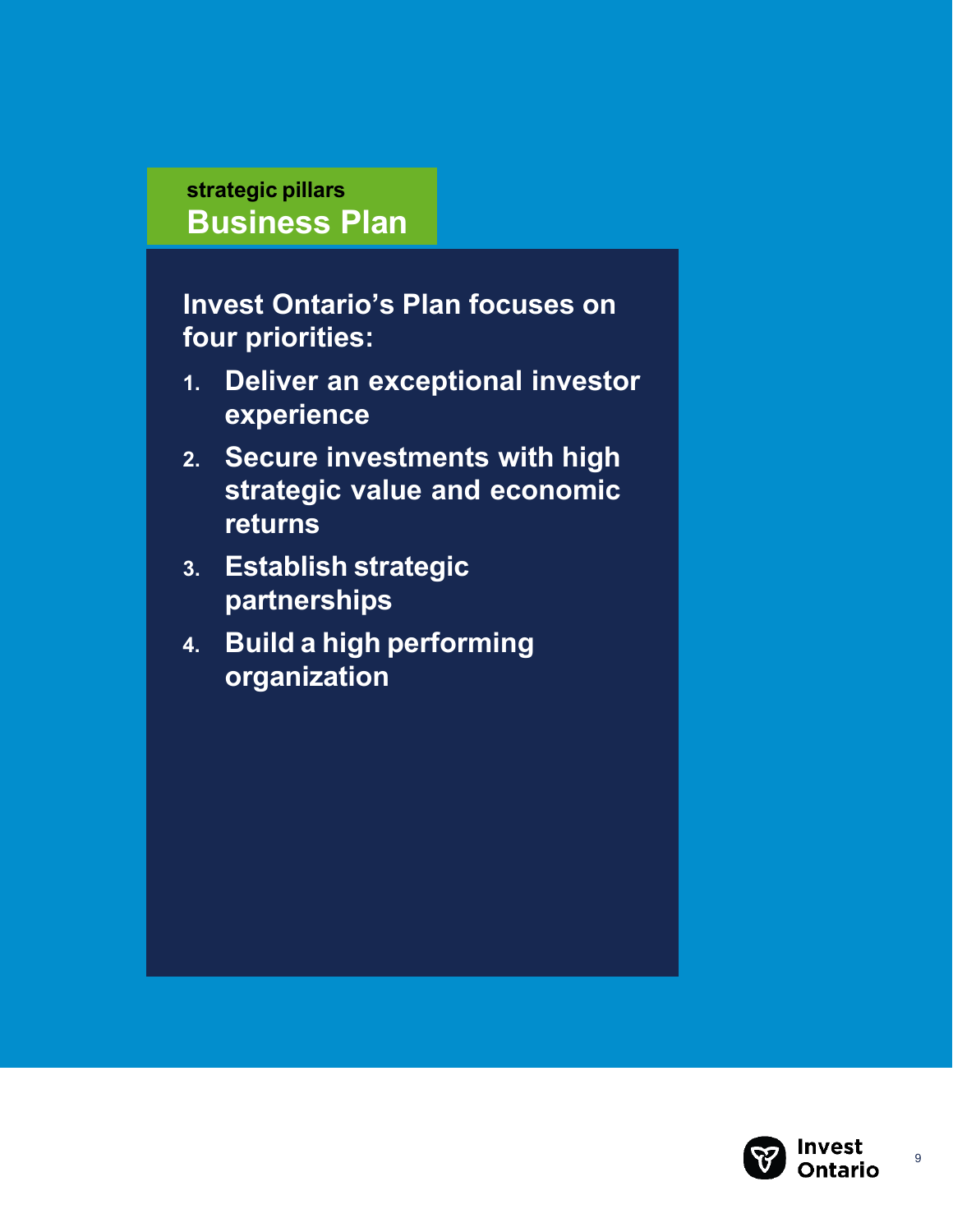strategic pillars

# Business Plan

**Invest Ontario's Plan focuses on four priorities:**

1. **Deliver an exceptional investor experience**
2. **Secure investments with high strategic value and economic returns**
3. **Establish strategic partnerships**
4. **Build a high performing organization**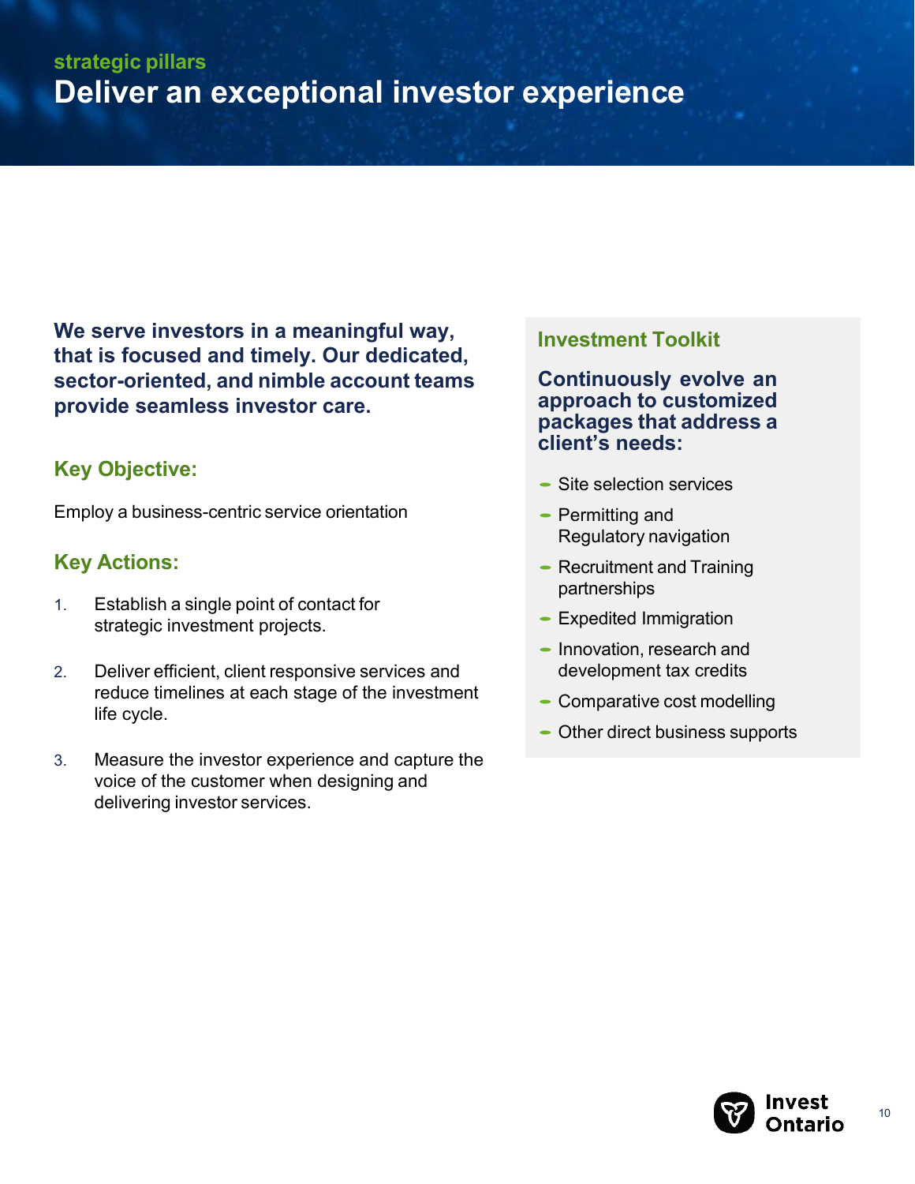strategic pillars

# Deliver an exceptional investor experience

**We serve investors in a meaningful way, that is focused and timely. Our dedicated, sector-oriented, and nimble account teams provide seamless investor care.**

## Key Objective:

Employ a business-centric service orientation

## Key Actions:

1. Establish a single point of contact for strategic investment projects.
2. Deliver efficient, client responsive services and reduce timelines at each stage of the investment life cycle.
3. Measure the investor experience and capture the voice of the customer when designing and delivering investor services.

## Investment Toolkit

**Continuously evolve an approach to customized packages that address a client's needs:**

- Site selection services
- Permitting and Regulatory navigation
- Recruitment and Training partnerships
- Expedited Immigration
- Innovation, research and development tax credits
- Comparative cost modelling
- Other direct business supports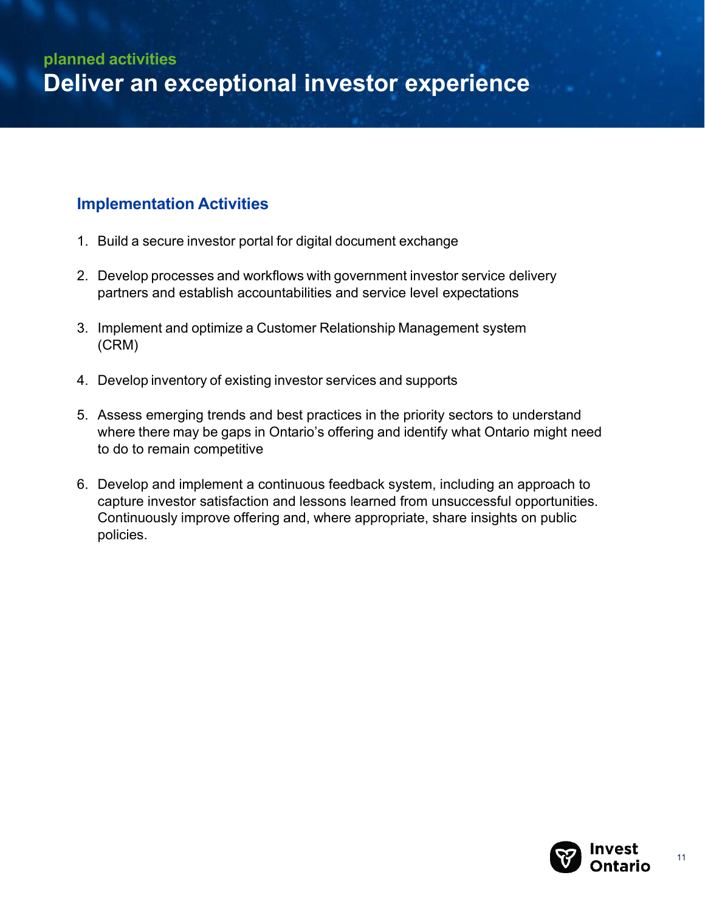planned activities

# Deliver an exceptional investor experience

## Implementation Activities

1. Build a secure investor portal for digital document exchange
2. Develop processes and workflows with government investor service delivery partners and establish accountabilities and service level expectations
3. Implement and optimize a Customer Relationship Management system (CRM)
4. Develop inventory of existing investor services and supports
5. Assess emerging trends and best practices in the priority sectors to understand where there may be gaps in Ontario's offering and identify what Ontario might need to do to remain competitive
6. Develop and implement a continuous feedback system, including an approach to capture investor satisfaction and lessons learned from unsuccessful opportunities. Continuously improve offering and, where appropriate, share insights on public policies.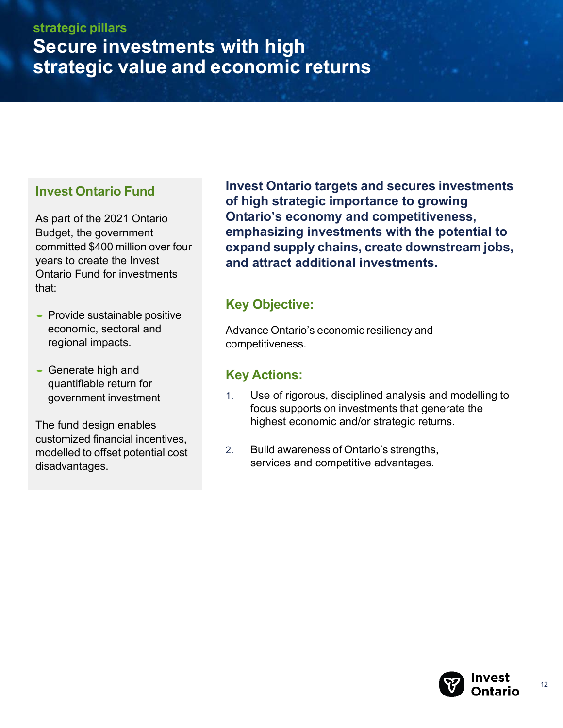strategic pillars

# Secure investments with high strategic value and economic returns

**Invest Ontario targets and secures investments of high strategic importance to growing Ontario's economy and competitiveness, emphasizing investments with the potential to expand supply chains, create downstream jobs, and attract additional investments.**

## Key Objective:

Advance Ontario's economic resiliency and competitiveness.

## Key Actions:

1. Use of rigorous, disciplined analysis and modelling to focus supports on investments that generate the highest economic and/or strategic returns.
2. Build awareness of Ontario's strengths, services and competitive advantages.

## Invest Ontario Fund

As part of the 2021 Ontario Budget, the government committed $400 million over four years to create the Invest Ontario Fund for investments that:

- Provide sustainable positive economic, sectoral and regional impacts.
- Generate high and quantifiable return for government investment

The fund design enables customized financial incentives, modelled to offset potential cost disadvantages.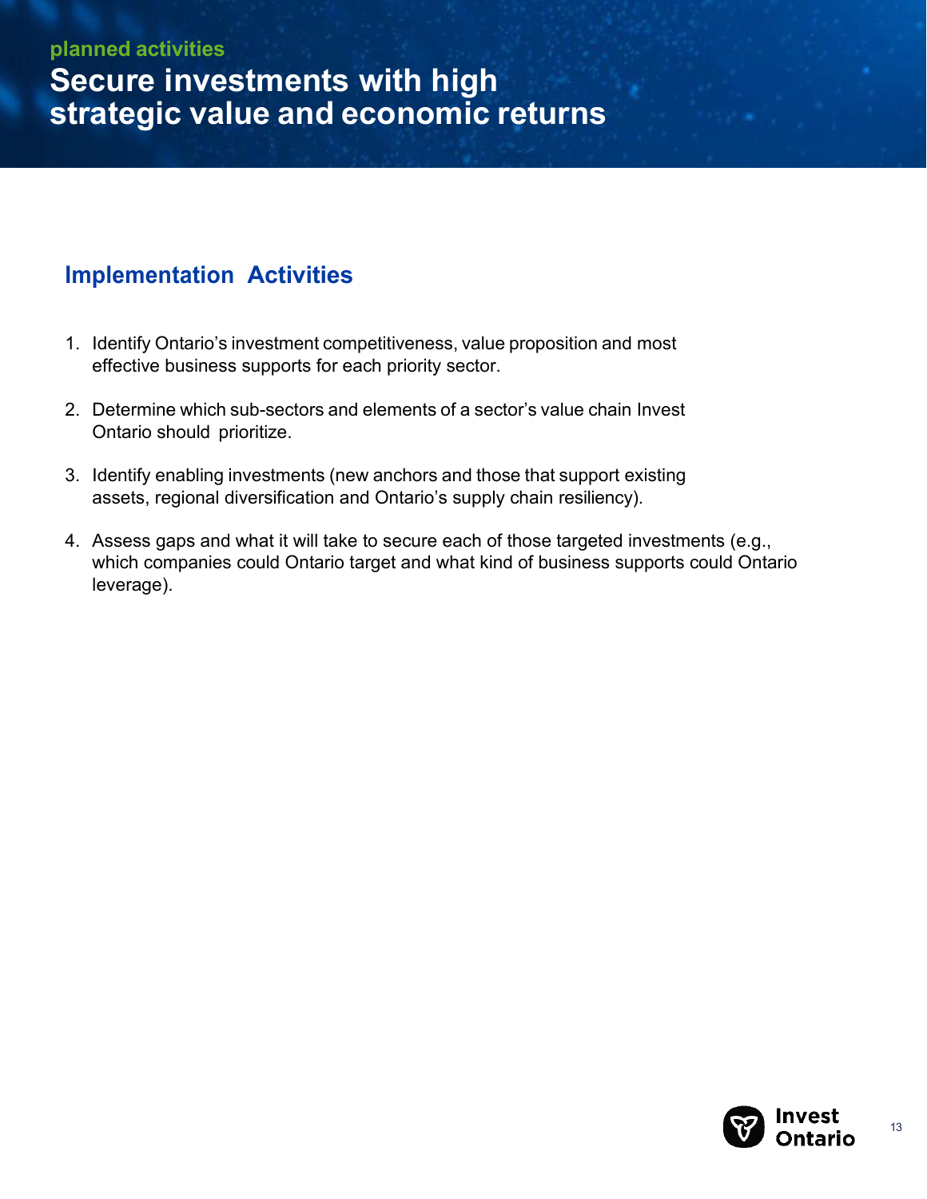planned activities

# Secure investments with high strategic value and economic returns

## Implementation Activities

1. Identify Ontario's investment competitiveness, value proposition and most effective business supports for each priority sector.
2. Determine which sub-sectors and elements of a sector's value chain Invest Ontario should prioritize.
3. Identify enabling investments (new anchors and those that support existing assets, regional diversification and Ontario's supply chain resiliency).
4. Assess gaps and what it will take to secure each of those targeted investments (e.g., which companies could Ontario target and what kind of business supports could Ontario leverage).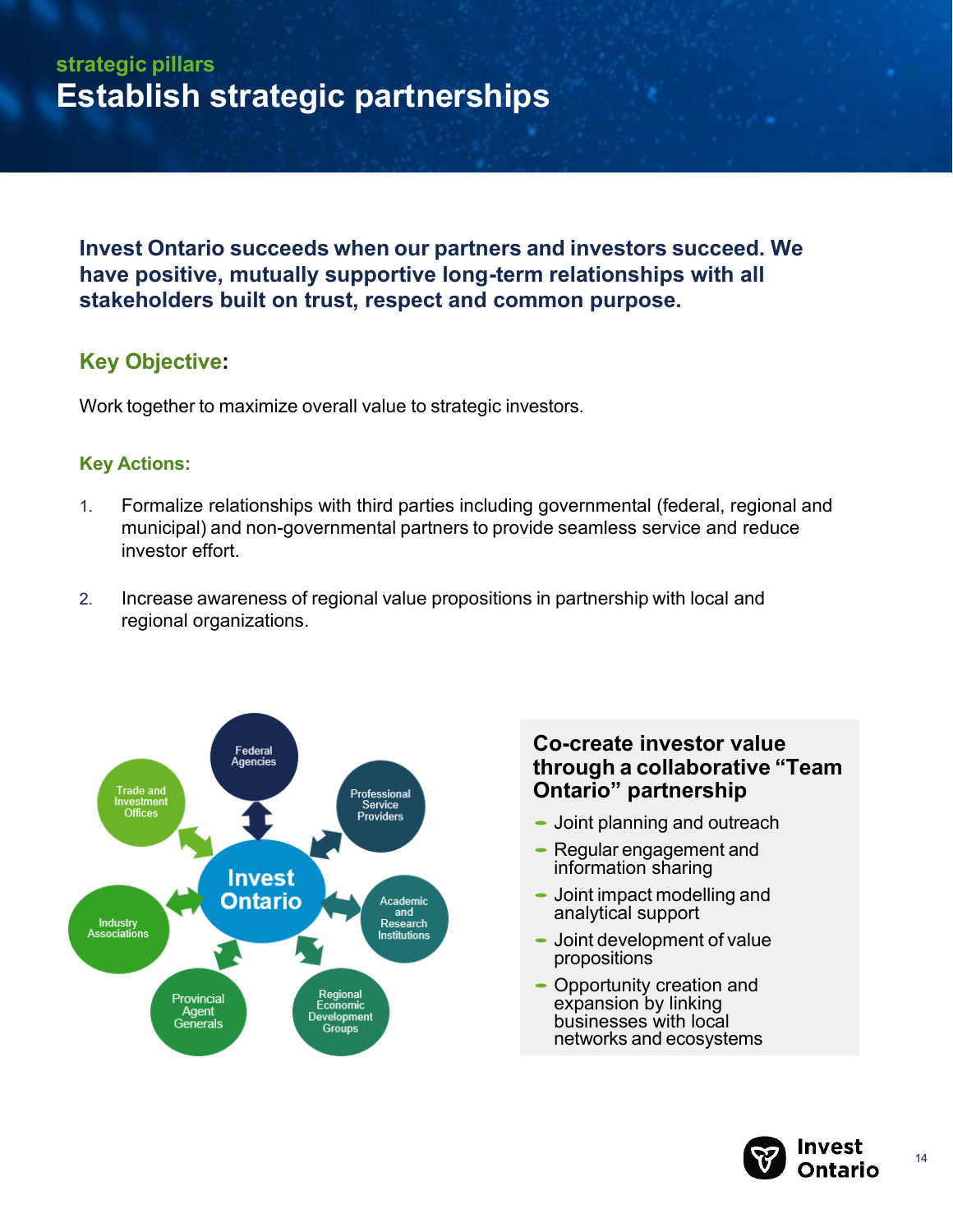strategic pillars

# Establish strategic partnerships

**Invest Ontario succeeds when our partners and investors succeed. We have positive, mutually supportive long-term relationships with all stakeholders built on trust, respect and common purpose.**

## Key Objective:

Work together to maximize overall value to strategic investors.

### Key Actions:

1. Formalize relationships with third parties including governmental (federal, regional and municipal) and non-governmental partners to provide seamless service and reduce investor effort.

2. Increase awareness of regional value propositions in partnership with local and regional organizations.

Invest Ontario

Federal Agencies

Professional Service Providers

Academic and Research Institutions

Regional Economic Development Groups

Provincial Agent Generals

Industry Associations

Trade and Investment Offices

### Co-create investor value through a collaborative "Team Ontario" partnership

- Joint planning and outreach
- Regular engagement and information sharing
- Joint impact modelling and analytical support
- Joint development of value propositions
- Opportunity creation and expansion by linking businesses with local networks and ecosystems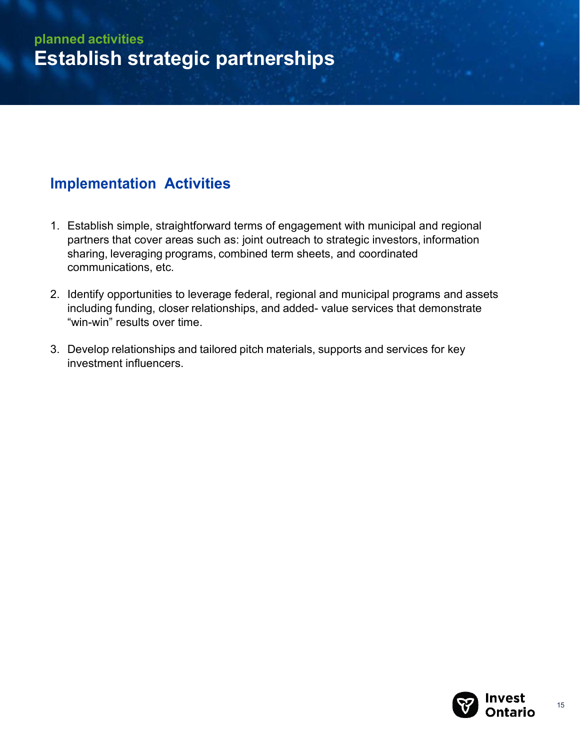planned activities

# Establish strategic partnerships

## Implementation Activities

1. Establish simple, straightforward terms of engagement with municipal and regional partners that cover areas such as: joint outreach to strategic investors, information sharing, leveraging programs, combined term sheets, and coordinated communications, etc.
2. Identify opportunities to leverage federal, regional and municipal programs and assets including funding, closer relationships, and added- value services that demonstrate “win-win” results over time.
3. Develop relationships and tailored pitch materials, supports and services for key investment influencers.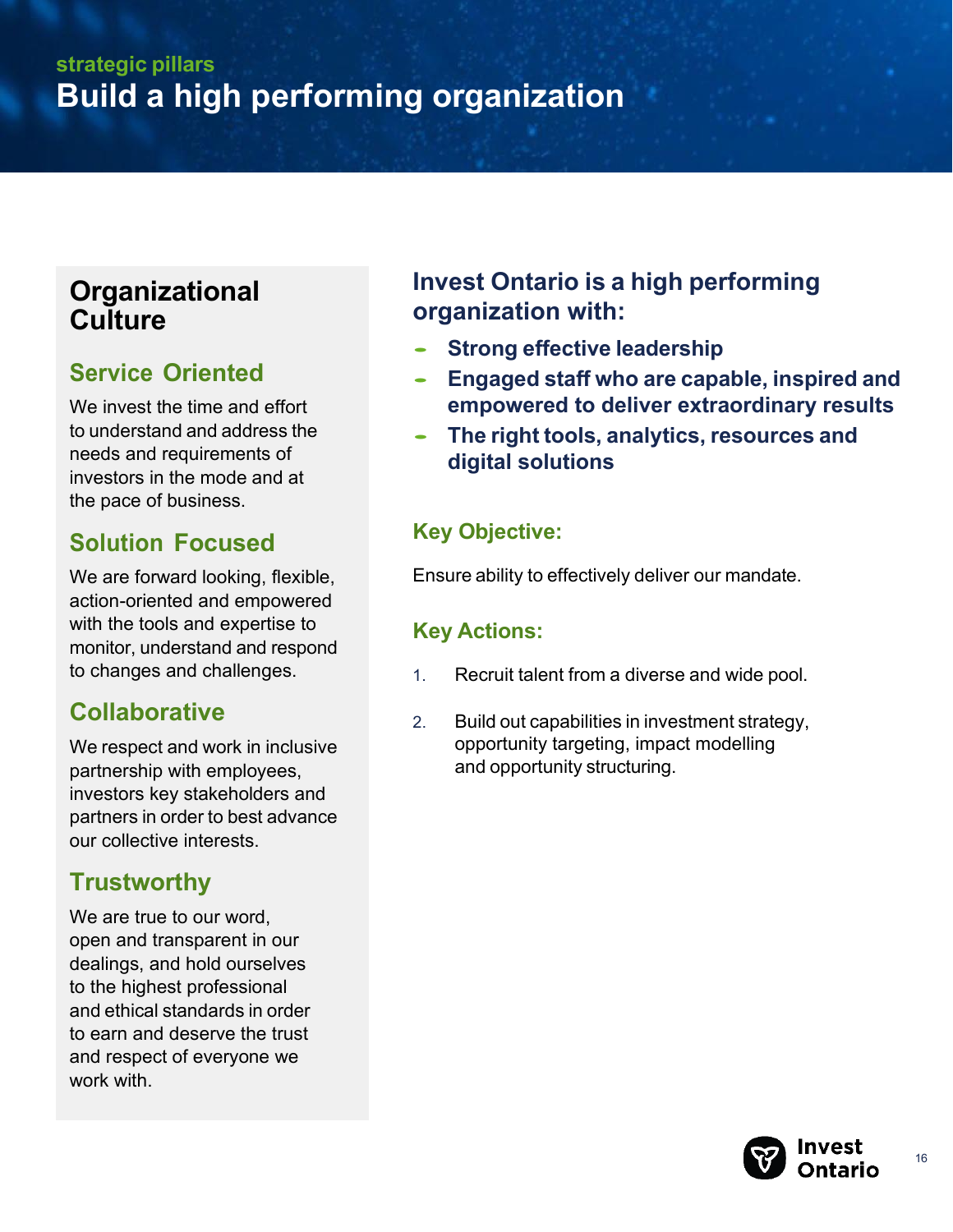strategic pillars

# Build a high performing organization

## Organizational Culture

### Service Oriented

We invest the time and effort to understand and address the needs and requirements of investors in the mode and at the pace of business.

### Solution Focused

We are forward looking, flexible, action-oriented and empowered with the tools and expertise to monitor, understand and respond to changes and challenges.

### Collaborative

We respect and work in inclusive partnership with employees, investors key stakeholders and partners in order to best advance our collective interests.

### Trustworthy

We are true to our word, open and transparent in our dealings, and hold ourselves to the highest professional and ethical standards in order to earn and deserve the trust and respect of everyone we work with.

## Invest Ontario is a high performing organization with:

- **Strong effective leadership**
- **Engaged staff who are capable, inspired and empowered to deliver extraordinary results**
- **The right tools, analytics, resources and digital solutions**

### Key Objective:

Ensure ability to effectively deliver our mandate.

### Key Actions:

1. Recruit talent from a diverse and wide pool.
2. Build out capabilities in investment strategy, opportunity targeting, impact modelling and opportunity structuring.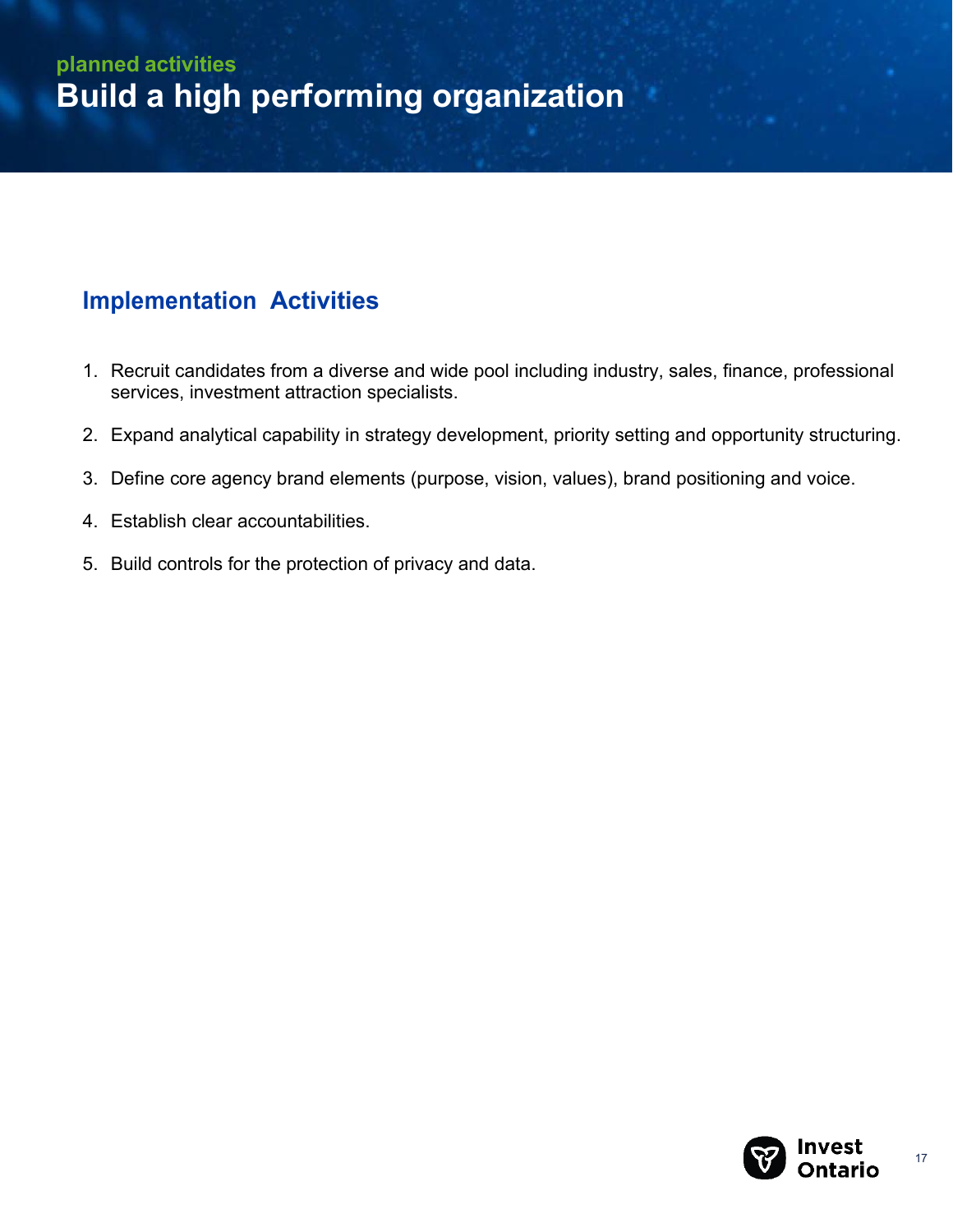planned activities

# Build a high performing organization

## Implementation Activities

1. Recruit candidates from a diverse and wide pool including industry, sales, finance, professional services, investment attraction specialists.
2. Expand analytical capability in strategy development, priority setting and opportunity structuring.
3. Define core agency brand elements (purpose, vision, values), brand positioning and voice.
4. Establish clear accountabilities.
5. Build controls for the protection of privacy and data.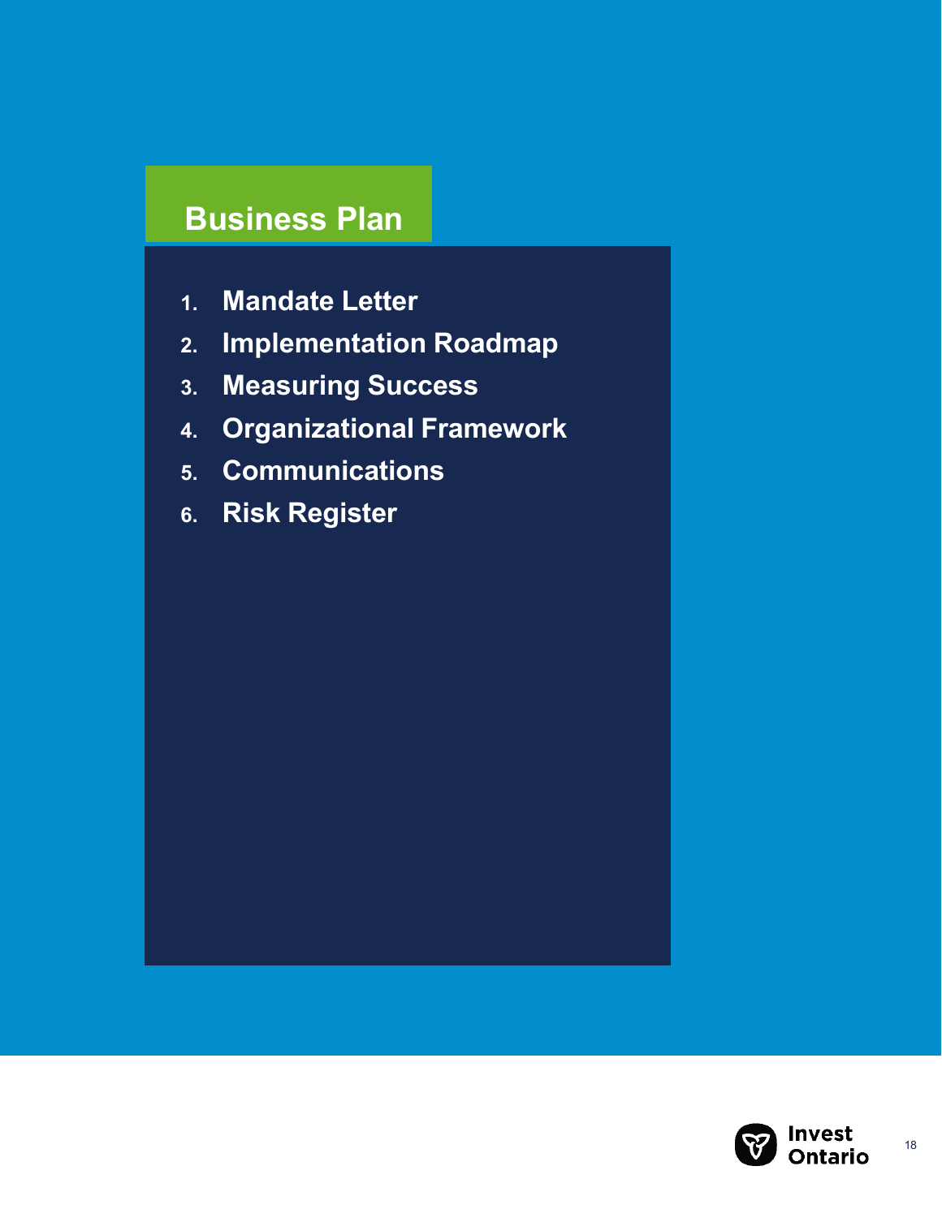# Business Plan

1. Mandate Letter
2. Implementation Roadmap
3. Measuring Success
4. Organizational Framework
5. Communications
6. Risk Register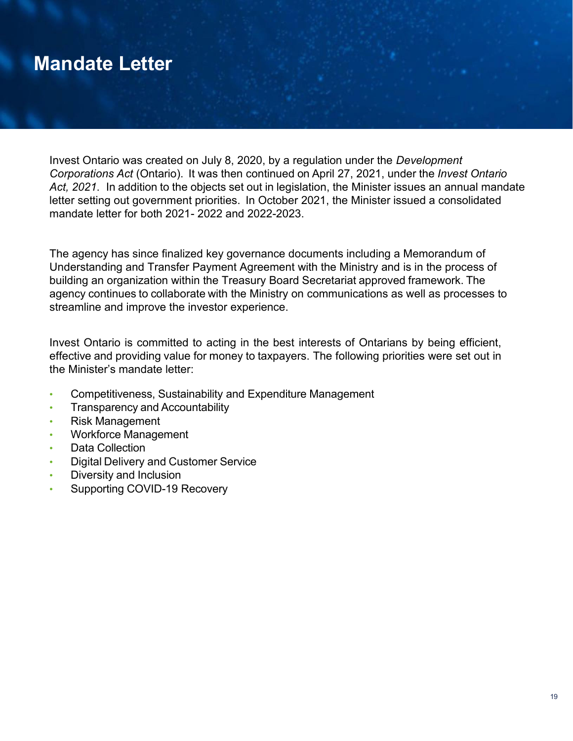# Mandate Letter

Invest Ontario was created on July 8, 2020, by a regulation under the *Development Corporations Act* (Ontario). It was then continued on April 27, 2021, under the *Invest Ontario Act, 2021*. In addition to the objects set out in legislation, the Minister issues an annual mandate letter setting out government priorities. In October 2021, the Minister issued a consolidated mandate letter for both 2021- 2022 and 2022-2023.

The agency has since finalized key governance documents including a Memorandum of Understanding and Transfer Payment Agreement with the Ministry and is in the process of building an organization within the Treasury Board Secretariat approved framework. The agency continues to collaborate with the Ministry on communications as well as processes to streamline and improve the investor experience.

Invest Ontario is committed to acting in the best interests of Ontarians by being efficient, effective and providing value for money to taxpayers. The following priorities were set out in the Minister's mandate letter:

- Competitiveness, Sustainability and Expenditure Management
- Transparency and Accountability
- Risk Management
- Workforce Management
- Data Collection
- Digital Delivery and Customer Service
- Diversity and Inclusion
- Supporting COVID-19 Recovery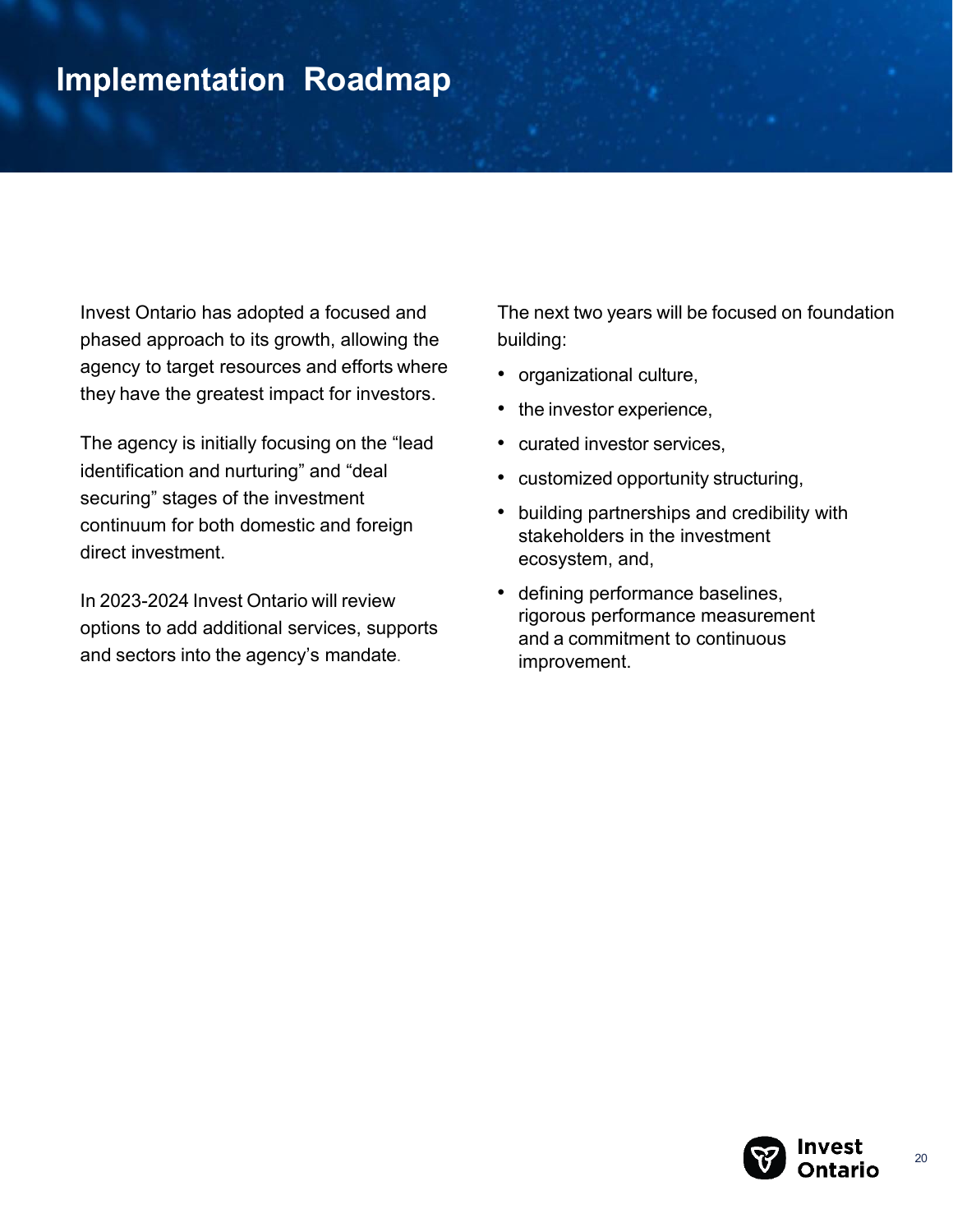# Implementation Roadmap

Invest Ontario has adopted a focused and phased approach to its growth, allowing the agency to target resources and efforts where they have the greatest impact for investors.

The agency is initially focusing on the "lead identification and nurturing" and "deal securing" stages of the investment continuum for both domestic and foreign direct investment.

In 2023-2024 Invest Ontario will review options to add additional services, supports and sectors into the agency's mandate.

The next two years will be focused on foundation building:

- organizational culture,
- the investor experience,
- curated investor services,
- customized opportunity structuring,
- building partnerships and credibility with stakeholders in the investment ecosystem, and,
- defining performance baselines, rigorous performance measurement and a commitment to continuous improvement.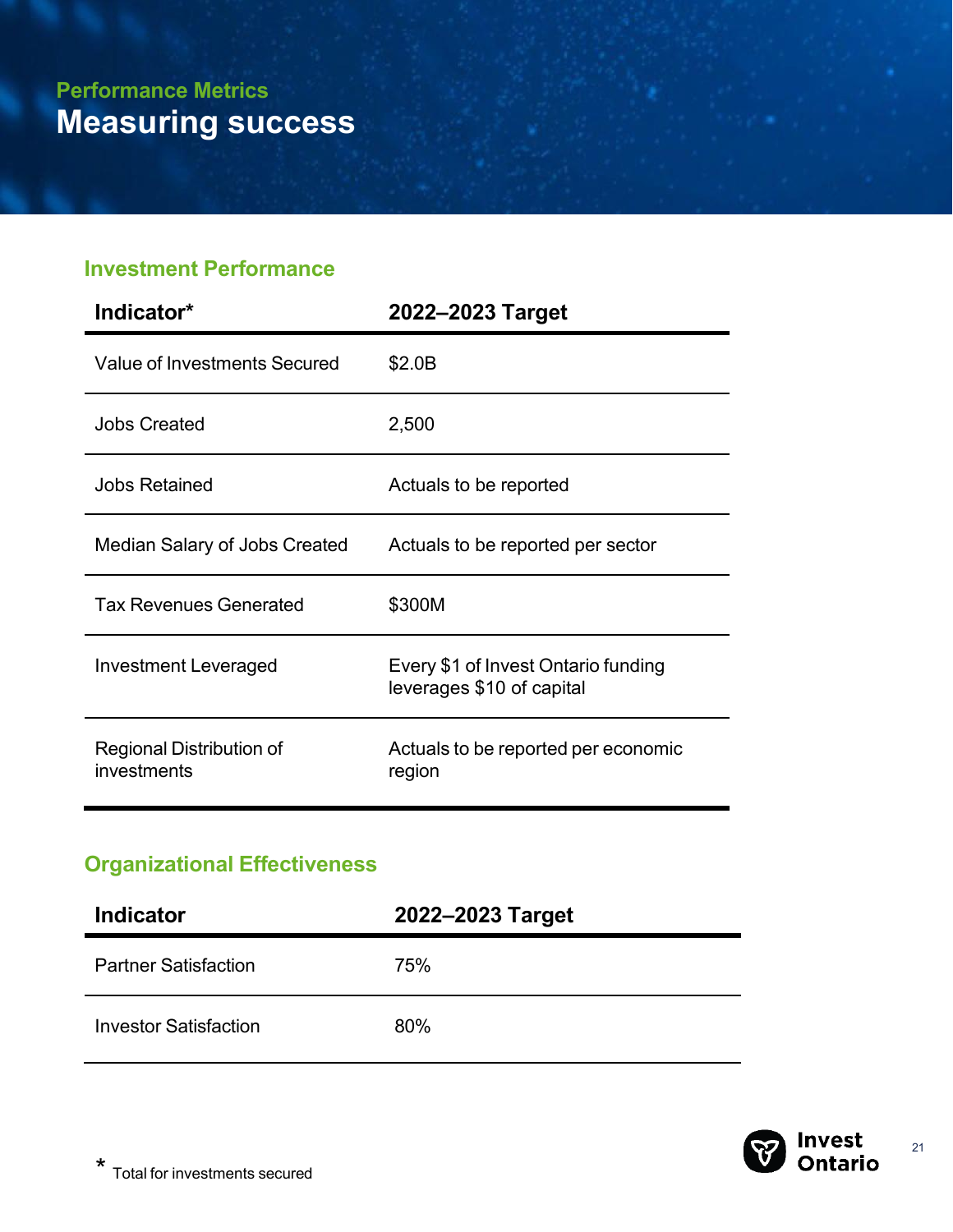Performance Metrics

# Measuring success

## Investment Performance

| Indicator* | 2022–2023 Target |
| --- | --- |
| Value of Investments Secured | $2.0B |
| Jobs Created | 2,500 |
| Jobs Retained | Actuals to be reported |
| Median Salary of Jobs Created | Actuals to be reported per sector |
| Tax Revenues Generated | $300M |
| Investment Leveraged | Every $1 of Invest Ontario funding leverages $10 of capital |
| Regional Distribution of investments | Actuals to be reported per economic region |

## Organizational Effectiveness

| Indicator | 2022–2023 Target |
| --- | --- |
| Partner Satisfaction | 75% |
| Investor Satisfaction | 80% |

* Total for investments secured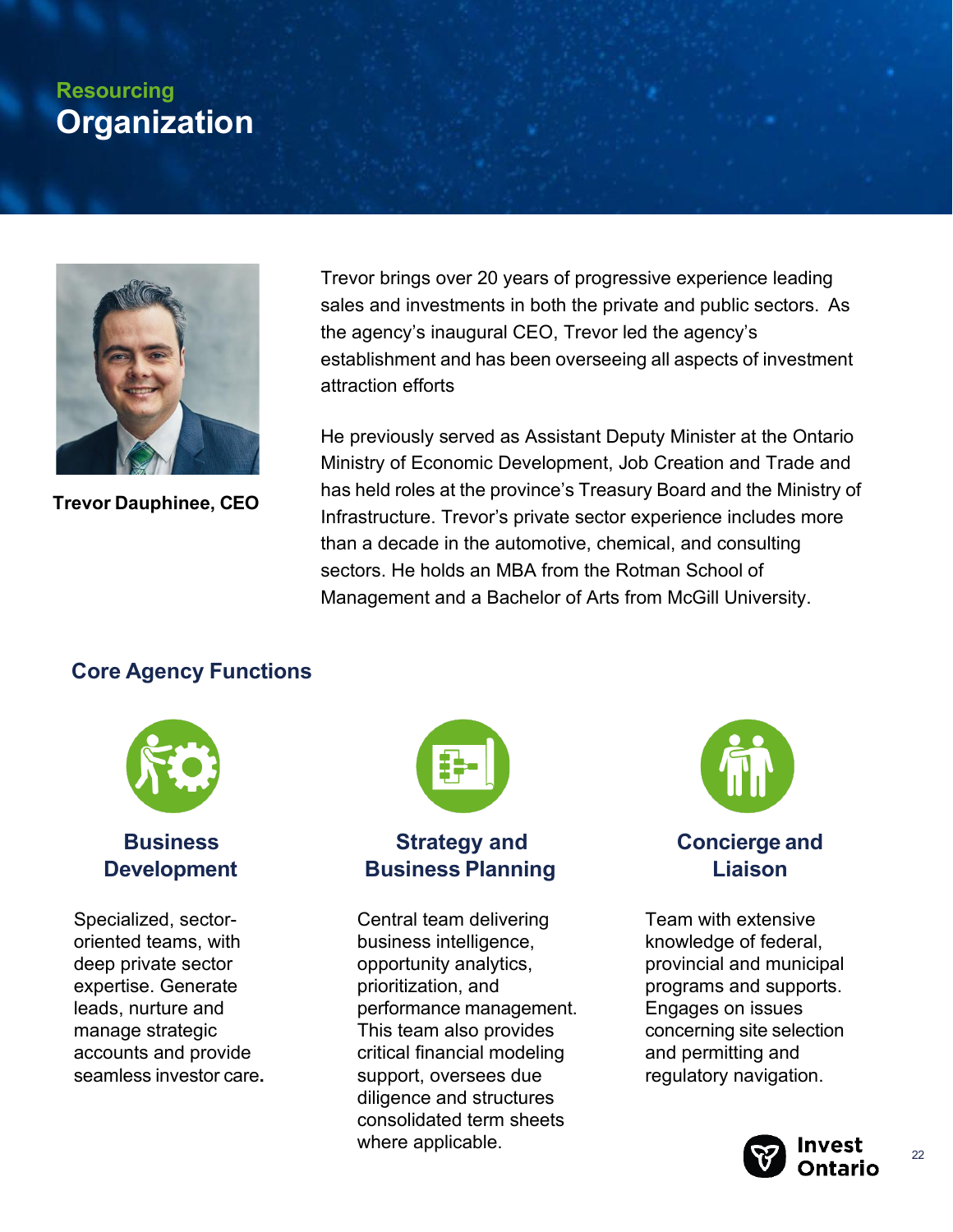Resourcing

# Organization

**Trevor Dauphinee, CEO**

Trevor brings over 20 years of progressive experience leading sales and investments in both the private and public sectors. As the agency's inaugural CEO, Trevor led the agency's establishment and has been overseeing all aspects of investment attraction efforts

He previously served as Assistant Deputy Minister at the Ontario Ministry of Economic Development, Job Creation and Trade and has held roles at the province's Treasury Board and the Ministry of Infrastructure. Trevor's private sector experience includes more than a decade in the automotive, chemical, and consulting sectors. He holds an MBA from the Rotman School of Management and a Bachelor of Arts from McGill University.

## Core Agency Functions

### Business Development

Specialized, sector-oriented teams, with deep private sector expertise. Generate leads, nurture and manage strategic accounts and provide seamless investor care.

### Strategy and Business Planning

Central team delivering business intelligence, opportunity analytics, prioritization, and performance management. This team also provides critical financial modeling support, oversees due diligence and structures consolidated term sheets where applicable.

### Concierge and Liaison

Team with extensive knowledge of federal, provincial and municipal programs and supports. Engages on issues concerning site selection and permitting and regulatory navigation.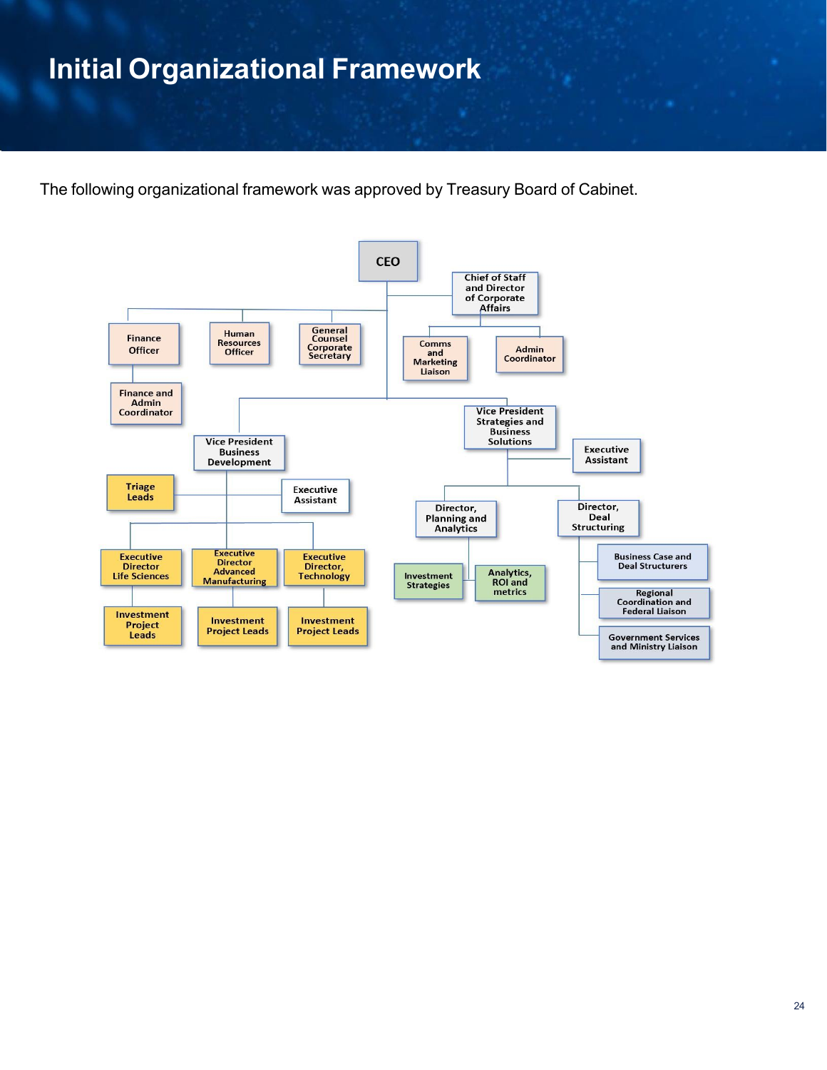# Initial Organizational Framework

The following organizational framework was approved by Treasury Board of Cabinet.

- CEO
  - Chief of Staff and Director of Corporate Affairs
    - Comms and Marketing Liaison
    - Admin Coordinator
  - Finance Officer
    - Finance and Admin Coordinator
  - Human Resources Officer
  - General Counsel Corporate Secretary
  - Vice President Business Development
    - Triage Leads
    - Executive Assistant
    - Executive Director Life Sciences
      - Investment Project Leads
    - Executive Director Advanced Manufacturing
      - Investment Project Leads
    - Executive Director, Technology
      - Investment Project Leads
  - Vice President Strategies and Business Solutions
    - Executive Assistant
    - Director, Planning and Analytics
      - Investment Strategies
      - Analytics, ROI and metrics
    - Director, Deal Structuring
      - Business Case and Deal Structurers
      - Regional Coordination and Federal Liaison
      - Government Services and Ministry Liaison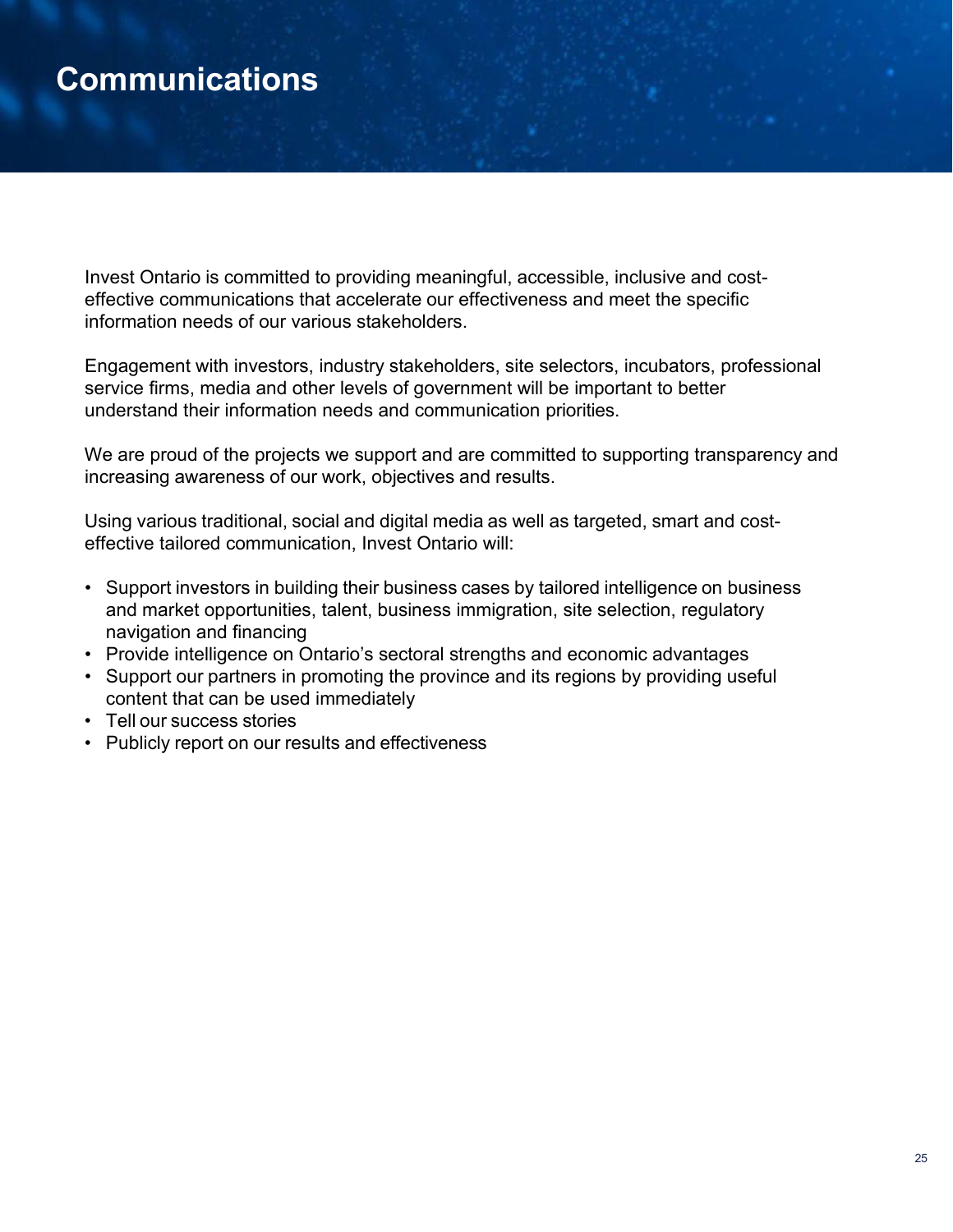# Communications

Invest Ontario is committed to providing meaningful, accessible, inclusive and cost-effective communications that accelerate our effectiveness and meet the specific information needs of our various stakeholders.

Engagement with investors, industry stakeholders, site selectors, incubators, professional service firms, media and other levels of government will be important to better understand their information needs and communication priorities.

We are proud of the projects we support and are committed to supporting transparency and increasing awareness of our work, objectives and results.

Using various traditional, social and digital media as well as targeted, smart and cost-effective tailored communication, Invest Ontario will:

- Support investors in building their business cases by tailored intelligence on business and market opportunities, talent, business immigration, site selection, regulatory navigation and financing
- Provide intelligence on Ontario's sectoral strengths and economic advantages
- Support our partners in promoting the province and its regions by providing useful content that can be used immediately
- Tell our success stories
- Publicly report on our results and effectiveness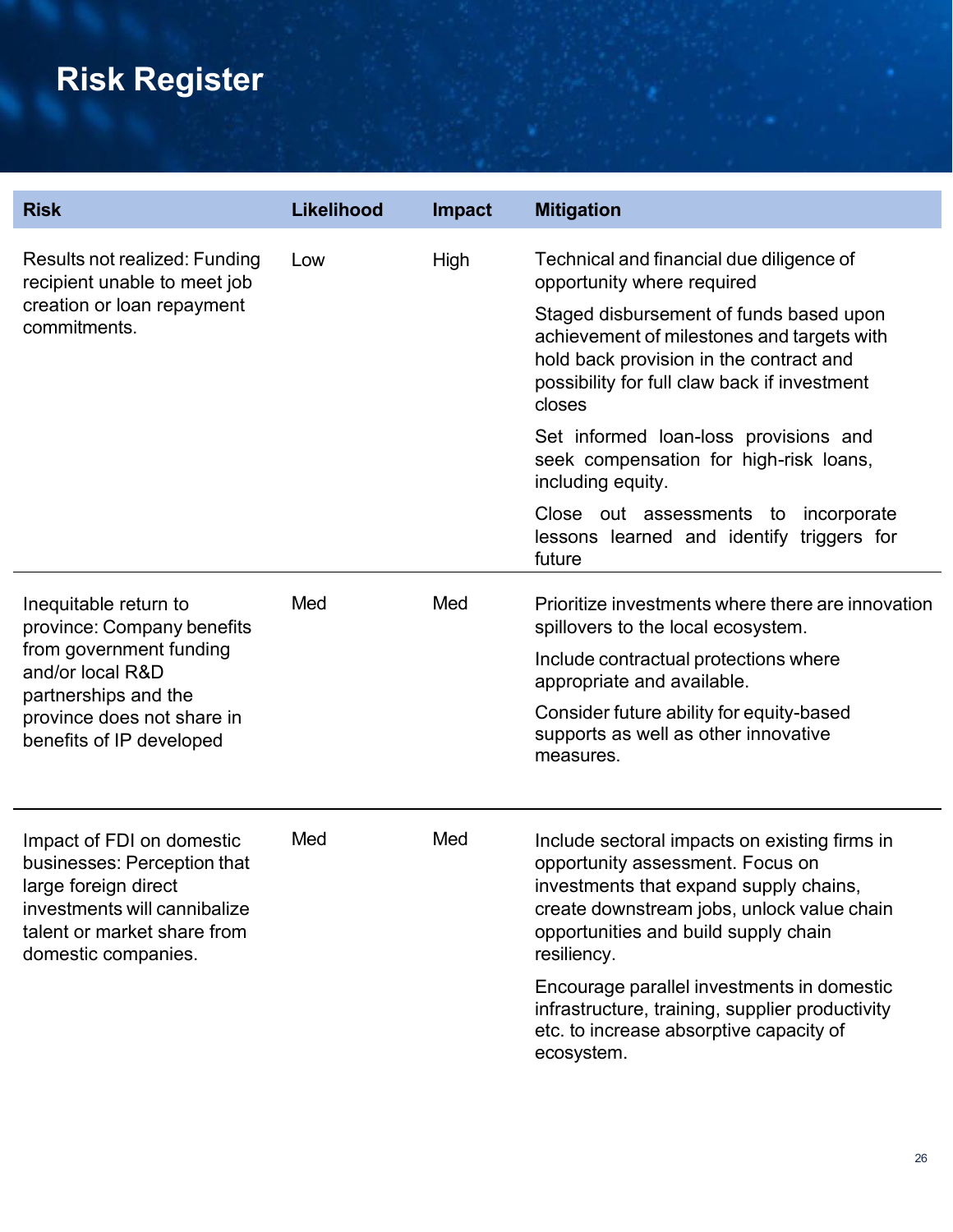# Risk Register

| Risk | Likelihood | Impact | Mitigation |
|---|---|---|---|
| Results not realized: Funding recipient unable to meet job creation or loan repayment commitments. | Low | High | Technical and financial due diligence of opportunity where required<br><br>Staged disbursement of funds based upon achievement of milestones and targets with hold back provision in the contract and possibility for full claw back if investment closes<br><br>Set informed loan-loss provisions and seek compensation for high-risk loans, including equity.<br><br>Close out assessments to incorporate lessons learned and identify triggers for future |
| Inequitable return to province: Company benefits from government funding and/or local R&D partnerships and the province does not share in benefits of IP developed | Med | Med | Prioritize investments where there are innovation spillovers to the local ecosystem.<br><br>Include contractual protections where appropriate and available.<br><br>Consider future ability for equity-based supports as well as other innovative measures. |
| Impact of FDI on domestic businesses: Perception that large foreign direct investments will cannibalize talent or market share from domestic companies. | Med | Med | Include sectoral impacts on existing firms in opportunity assessment. Focus on investments that expand supply chains, create downstream jobs, unlock value chain opportunities and build supply chain resiliency.<br><br>Encourage parallel investments in domestic infrastructure, training, supplier productivity etc. to increase absorptive capacity of ecosystem. |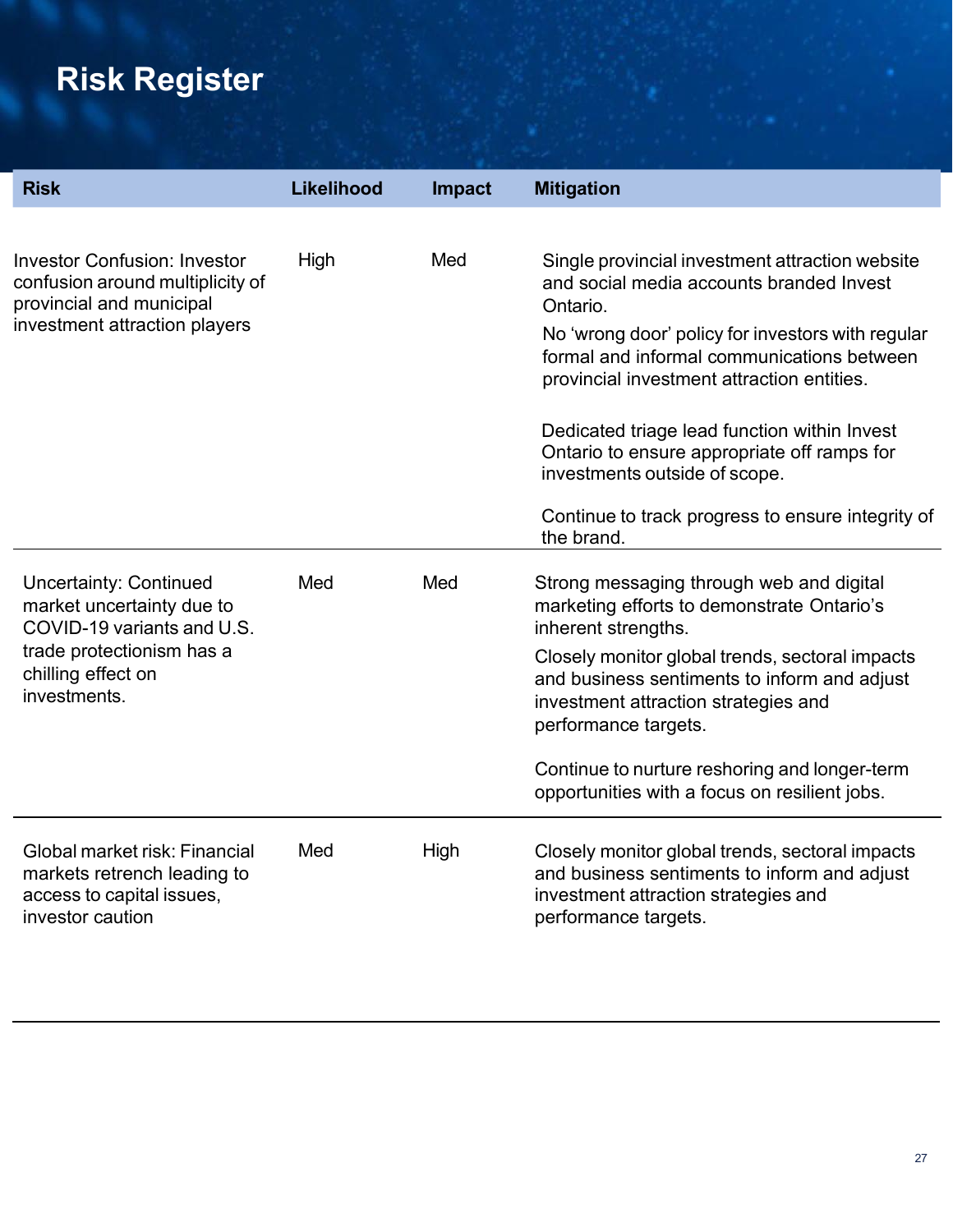# Risk Register

| Risk | Likelihood | Impact | Mitigation |
|---|---|---|---|
| Investor Confusion: Investor confusion around multiplicity of provincial and municipal investment attraction players | High | Med | Single provincial investment attraction website and social media accounts branded Invest Ontario.<br><br>No 'wrong door' policy for investors with regular formal and informal communications between provincial investment attraction entities.<br><br>Dedicated triage lead function within Invest Ontario to ensure appropriate off ramps for investments outside of scope.<br><br>Continue to track progress to ensure integrity of the brand. |
| Uncertainty: Continued market uncertainty due to COVID-19 variants and U.S. trade protectionism has a chilling effect on investments. | Med | Med | Strong messaging through web and digital marketing efforts to demonstrate Ontario's inherent strengths.<br><br>Closely monitor global trends, sectoral impacts and business sentiments to inform and adjust investment attraction strategies and performance targets.<br><br>Continue to nurture reshoring and longer-term opportunities with a focus on resilient jobs. |
| Global market risk: Financial markets retrench leading to access to capital issues, investor caution | Med | High | Closely monitor global trends, sectoral impacts and business sentiments to inform and adjust investment attraction strategies and performance targets. |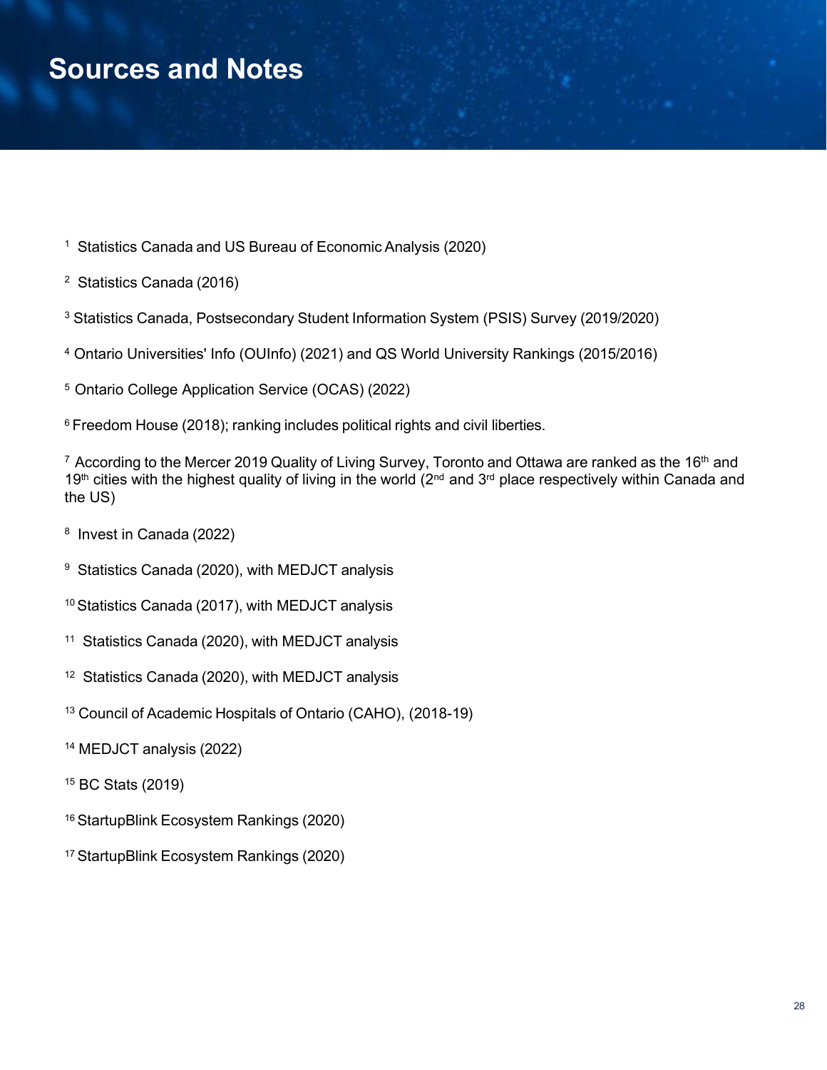# Sources and Notes

[1] Statistics Canada and US Bureau of Economic Analysis (2020)

[2] Statistics Canada (2016)

[3] Statistics Canada, Postsecondary Student Information System (PSIS) Survey (2019/2020)

[4] Ontario Universities' Info (OUInfo) (2021) and QS World University Rankings (2015/2016)

[5] Ontario College Application Service (OCAS) (2022)

[6] Freedom House (2018); ranking includes political rights and civil liberties.

[7] According to the Mercer 2019 Quality of Living Survey, Toronto and Ottawa are ranked as the 16th and 19th cities with the highest quality of living in the world (2nd and 3rd place respectively within Canada and the US)

[8] Invest in Canada (2022)

[9] Statistics Canada (2020), with MEDJCT analysis

[10] Statistics Canada (2017), with MEDJCT analysis

[11] Statistics Canada (2020), with MEDJCT analysis

[12] Statistics Canada (2020), with MEDJCT analysis

[13] Council of Academic Hospitals of Ontario (CAHO), (2018-19)

[14] MEDJCT analysis (2022)

[15] BC Stats (2019)

[16] StartupBlink Ecosystem Rankings (2020)

[17] StartupBlink Ecosystem Rankings (2020)